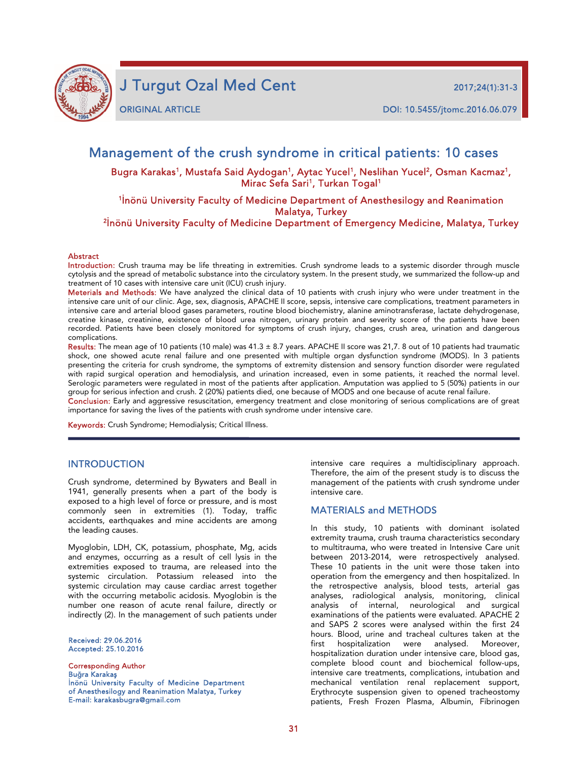# Management of the crush syndrome in critical patients: 10 cases

Bugra Karakas[1], Mustafa Said Aydogan[1], Aytac Yucel[1], Neslihan Yucel[2], Osman Kacmaz[1], Mirac Sefa Sari[1], Turkan Togal[1]

[1]İnönü University Faculty of Medicine Department of Anesthesilogy and Reanimation Malatya, Turkey
[2]İnönü University Faculty of Medicine Department of Emergency Medicine, Malatya, Turkey

## Abstract

**Introduction:** Crush trauma may be life threating in extremities. Crush syndrome leads to a systemic disorder through muscle cytolysis and the spread of metabolic substance into the circulatory system. In the present study, we summarized the follow-up and treatment of 10 cases with intensive care unit (ICU) crush injury.

**Meterials and Methods:** We have analyzed the clinical data of 10 patients with crush injury who were under treatment in the intensive care unit of our clinic. Age, sex, diagnosis, APACHE II score, sepsis, intensive care complications, treatment parameters in intensive care and arterial blood gases parameters, routine blood biochemistry, alanine aminotransferase, lactate dehydrogenase, creatine kinase, creatinine, existence of blood urea nitrogen, urinary protein and severity score of the patients have been recorded. Patients have been closely monitored for symptoms of crush injury, changes, crush area, urination and dangerous complications.

**Results:** The mean age of 10 patients (10 male) was 41.3 ± 8.7 years. APACHE II score was 21,7. 8 out of 10 patients had traumatic shock, one showed acute renal failure and one presented with multiple organ dysfunction syndrome (MODS). In 3 patients presenting the criteria for crush syndrome, the symptoms of extremity distension and sensory function disorder were regulated with rapid surgical operation and hemodialysis, and urination increased, even in some patients, it reached the normal level. Serologic parameters were regulated in most of the patients after application. Amputation was applied to 5 (50%) patients in our group for serious infection and crush. 2 (20%) patients died, one because of MODS and one because of acute renal failure.

**Conclusion:** Early and aggressive resuscitation, emergency treatment and close monitoring of serious complications are of great importance for saving the lives of the patients with crush syndrome under intensive care.

**Keywords:** Crush Syndrome; Hemodialysis; Critical Illness.

## INTRODUCTION

Crush syndrome, determined by Bywaters and Beall in 1941, generally presents when a part of the body is exposed to a high level of force or pressure, and is most commonly seen in extremities (1). Today, traffic accidents, earthquakes and mine accidents are among the leading causes.

Myoglobin, LDH, CK, potassium, phosphate, Mg, acids and enzymes, occurring as a result of cell lysis in the extremities exposed to trauma, are released into the systemic circulation. Potassium released into the systemic circulation may cause cardiac arrest together with the occurring metabolic acidosis. Myoglobin is the number one reason of acute renal failure, directly or indirectly (2). In the management of such patients under intensive care requires a multidisciplinary approach. Therefore, the aim of the present study is to discuss the management of the patients with crush syndrome under intensive care.

Received: 29.06.2016
Accepted: 25.10.2016

Corresponding Author
Buğra Karakaş
İnönü University Faculty of Medicine Department of Anesthesilogy and Reanimation Malatya, Turkey
E-mail: karakasbugra@gmail.com

## MATERIALS and METHODS

In this study, 10 patients with dominant isolated extremity trauma, crush trauma characteristics secondary to multitrauma, who were treated in Intensive Care unit between 2013-2014, were retrospectively analysed. These 10 patients in the unit were those taken into operation from the emergency and then hospitalized. In the retrospective analysis, blood tests, arterial gas analyses, radiological analysis, monitoring, clinical analysis of internal, neurological and surgical examinations of the patients were evaluated. APACHE 2 and SAPS 2 scores were analysed within the first 24 hours. Blood, urine and tracheal cultures taken at the first hospitalization were analysed. Moreover, hospitalization duration under intensive care, blood gas, complete blood count and biochemical follow-ups, intensive care treatments, complications, intubation and mechanical ventilation renal replacement support, Erythrocyte suspension given to opened tracheostomy patients, Fresh Frozen Plasma, Albumin, Fibrinogen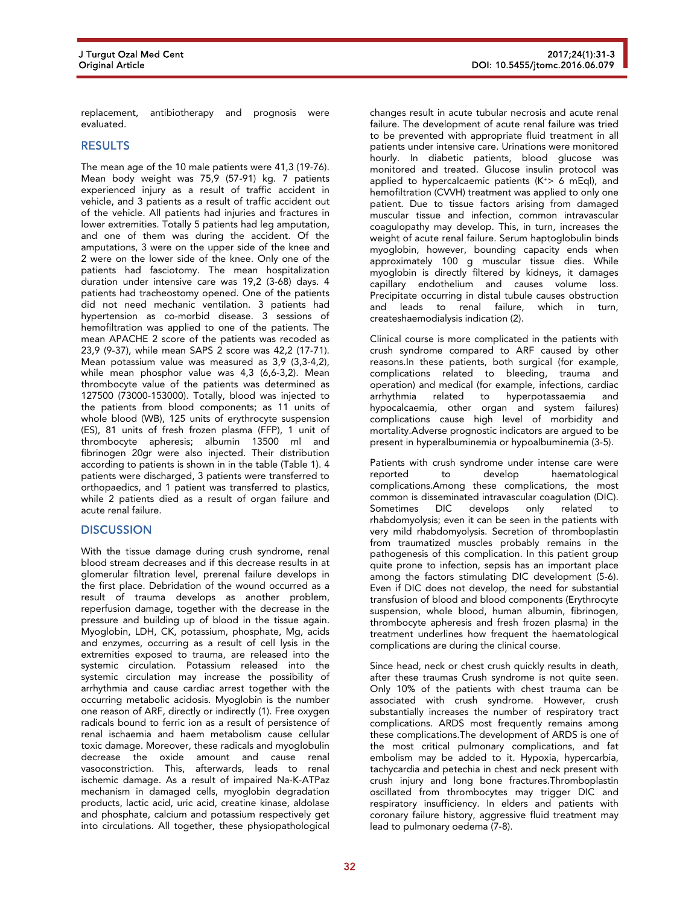replacement, antibiotherapy and prognosis were evaluated.

## RESULTS

The mean age of the 10 male patients were 41,3 (19-76). Mean body weight was 75,9 (57-91) kg. 7 patients experienced injury as a result of traffic accident in vehicle, and 3 patients as a result of traffic accident out of the vehicle. All patients had injuries and fractures in lower extremities. Totally 5 patients had leg amputation, and one of them was during the accident. Of the amputations, 3 were on the upper side of the knee and 2 were on the lower side of the knee. Only one of the patients had fasciotomy. The mean hospitalization duration under intensive care was 19,2 (3-68) days. 4 patients had tracheostomy opened. One of the patients did not need mechanic ventilation. 3 patients had hypertension as co-morbid disease. 3 sessions of hemofiltration was applied to one of the patients. The mean APACHE 2 score of the patients was recoded as 23,9 (9-37), while mean SAPS 2 score was 42,2 (17-71). Mean potassium value was measured as 3,9 (3,3-4,2), while mean phosphor value was 4,3 (6,6-3,2). Mean thrombocyte value of the patients was determined as 127500 (73000-153000). Totally, blood was injected to the patients from blood components; as 11 units of whole blood (WB), 125 units of erythrocyte suspension (ES), 81 units of fresh frozen plasma (FFP), 1 unit of thrombocyte apheresis; albumin 13500 ml and fibrinogen 20gr were also injected. Their distribution according to patients is shown in in the table (Table 1). 4 patients were discharged, 3 patients were transferred to orthopaedics, and 1 patient was transferred to plastics, while 2 patients died as a result of organ failure and acute renal failure.

## DISCUSSION

With the tissue damage during crush syndrome, renal blood stream decreases and if this decrease results in at glomerular filtration level, prerenal failure develops in the first place. Debridation of the wound occurred as a result of trauma develops as another problem, reperfusion damage, together with the decrease in the pressure and building up of blood in the tissue again. Myoglobin, LDH, CK, potassium, phosphate, Mg, acids and enzymes, occurring as a result of cell lysis in the extremities exposed to trauma, are released into the systemic circulation. Potassium released into the systemic circulation may increase the possibility of arrhythmia and cause cardiac arrest together with the occurring metabolic acidosis. Myoglobin is the number one reason of ARF, directly or indirectly (1). Free oxygen radicals bound to ferric ion as a result of persistence of renal ischaemia and haem metabolism cause cellular toxic damage. Moreover, these radicals and myoglobulin decrease the oxide amount and cause renal vasoconstriction. This, afterwards, leads to renal ischemic damage. As a result of impaired Na-K-ATPaz mechanism in damaged cells, myoglobin degradation products, lactic acid, uric acid, creatine kinase, aldolase and phosphate, calcium and potassium respectively get into circulations. All together, these physiopathological changes result in acute tubular necrosis and acute renal failure. The development of acute renal failure was tried to be prevented with appropriate fluid treatment in all patients under intensive care. Urinations were monitored hourly. In diabetic patients, blood glucose was monitored and treated. Glucose insulin protocol was applied to hypercalcaemic patients ($K^+$> 6 mEql), and hemofiltration (CVVH) treatment was applied to only one patient. Due to tissue factors arising from damaged muscular tissue and infection, common intravascular coagulopathy may develop. This, in turn, increases the weight of acute renal failure. Serum haptoglobulin binds myoglobin, however, bounding capacity ends when approximately 100 g muscular tissue dies. While myoglobin is directly filtered by kidneys, it damages capillary endothelium and causes volume loss. Precipitate occurring in distal tubule causes obstruction and leads to renal failure, which in turn, createshaemodialysis indication (2).

Clinical course is more complicated in the patients with crush syndrome compared to ARF caused by other reasons.In these patients, both surgical (for example, complications related to bleeding, trauma and operation) and medical (for example, infections, cardiac arrhythmia related to hyperpotassaemia and hypocalcaemia, other organ and system failures) complications cause high level of morbidity and mortality.Adverse prognostic indicators are argued to be present in hyperalbuminemia or hypoalbuminemia (3-5).

Patients with crush syndrome under intense care were reported to develop haematological complications.Among these complications, the most common is disseminated intravascular coagulation (DIC). Sometimes DIC develops only related to rhabdomyolysis; even it can be seen in the patients with very mild rhabdomyolysis. Secretion of thromboplastin from traumatized muscles probably remains in the pathogenesis of this complication. In this patient group quite prone to infection, sepsis has an important place among the factors stimulating DIC development (5-6). Even if DIC does not develop, the need for substantial transfusion of blood and blood components (Erythrocyte suspension, whole blood, human albumin, fibrinogen, thrombocyte apheresis and fresh frozen plasma) in the treatment underlines how frequent the haematological complications are during the clinical course.

Since head, neck or chest crush quickly results in death, after these traumas Crush syndrome is not quite seen. Only 10% of the patients with chest trauma can be associated with crush syndrome. However, crush substantially increases the number of respiratory tract complications. ARDS most frequently remains among these complications.The development of ARDS is one of the most critical pulmonary complications, and fat embolism may be added to it. Hypoxia, hypercarbia, tachycardia and petechia in chest and neck present with crush injury and long bone fractures.Thromboplastin oscillated from thrombocytes may trigger DIC and respiratory insufficiency. In elders and patients with coronary failure history, aggressive fluid treatment may lead to pulmonary oedema (7-8).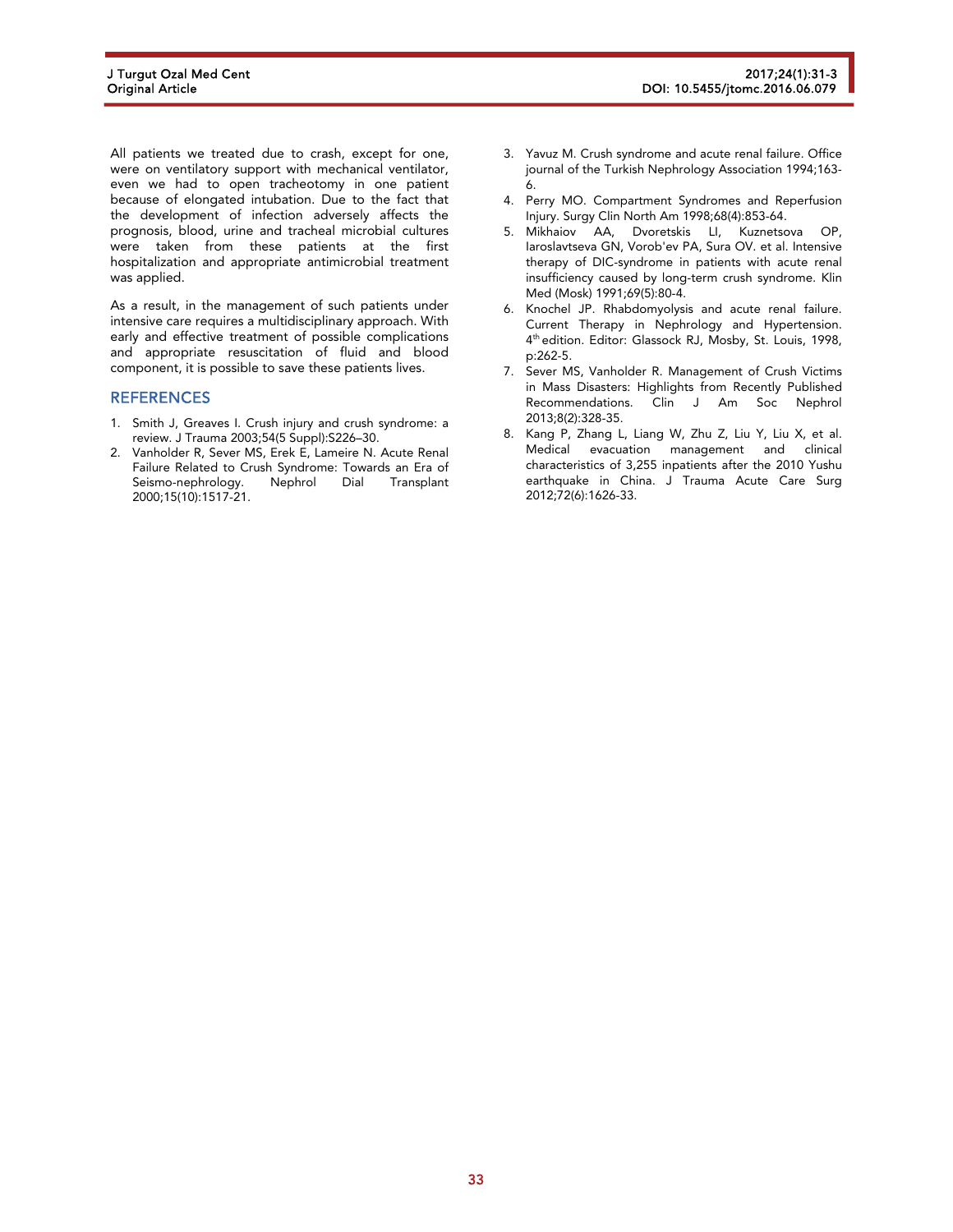All patients we treated due to crash, except for one, were on ventilatory support with mechanical ventilator, even we had to open tracheotomy in one patient because of elongated intubation. Due to the fact that the development of infection adversely affects the prognosis, blood, urine and tracheal microbial cultures were taken from these patients at the first hospitalization and appropriate antimicrobial treatment was applied.

As a result, in the management of such patients under intensive care requires a multidisciplinary approach. With early and effective treatment of possible complications and appropriate resuscitation of fluid and blood component, it is possible to save these patients lives.

## REFERENCES

1. Smith J, Greaves I. Crush injury and crush syndrome: a review. J Trauma 2003;54(5 Suppl):S226–30.
2. Vanholder R, Sever MS, Erek E, Lameire N. Acute Renal Failure Related to Crush Syndrome: Towards an Era of Seismo-nephrology. Nephrol Dial Transplant 2000;15(10):1517-21.
3. Yavuz M. Crush syndrome and acute renal failure. Office journal of the Turkish Nephrology Association 1994;163-6.
4. Perry MO. Compartment Syndromes and Reperfusion Injury. Surgy Clin North Am 1998;68(4):853-64.
5. Mikhaiov AA, Dvoretskis LI, Kuznetsova OP, Iaroslavtseva GN, Vorob'ev PA, Sura OV. et al. Intensive therapy of DIC-syndrome in patients with acute renal insufficiency caused by long-term crush syndrome. Klin Med (Mosk) 1991;69(5):80-4.
6. Knochel JP. Rhabdomyolysis and acute renal failure. Current Therapy in Nephrology and Hypertension. 4th edition. Editor: Glassock RJ, Mosby, St. Louis, 1998, p:262-5.
7. Sever MS, Vanholder R. Management of Crush Victims in Mass Disasters: Highlights from Recently Published Recommendations. Clin J Am Soc Nephrol 2013;8(2):328-35.
8. Kang P, Zhang L, Liang W, Zhu Z, Liu Y, Liu X, et al. Medical evacuation management and clinical characteristics of 3,255 inpatients after the 2010 Yushu earthquake in China. J Trauma Acute Care Surg 2012;72(6):1626-33.